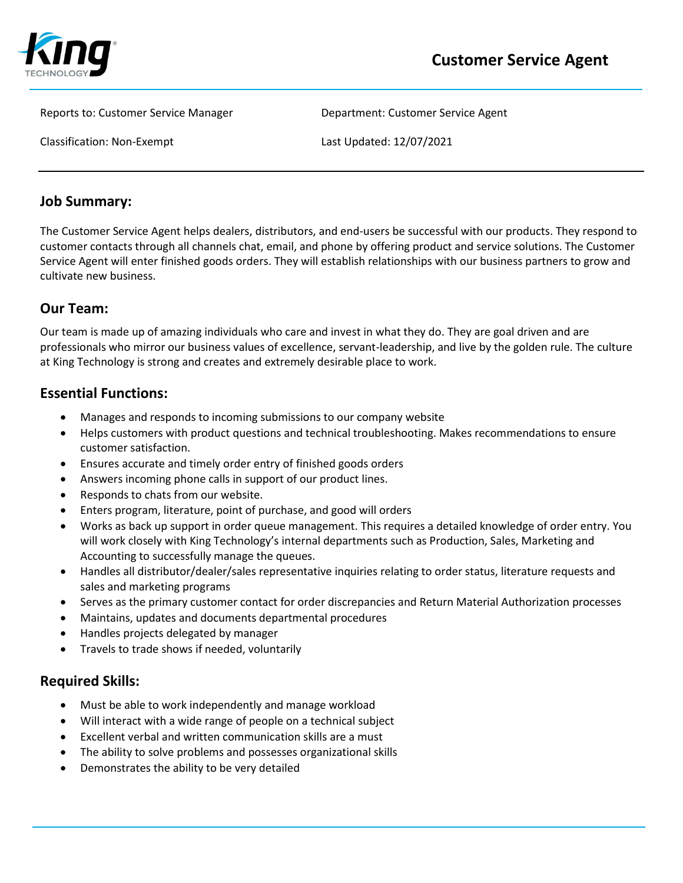King TECHNOLOGY

# Customer Service Agent

Reports to: Customer Service Manager

Department: Customer Service Agent

Classification: Non-Exempt

Last Updated: 12/07/2021

## Job Summary:

The Customer Service Agent helps dealers, distributors, and end-users be successful with our products. They respond to customer contacts through all channels chat, email, and phone by offering product and service solutions. The Customer Service Agent will enter finished goods orders. They will establish relationships with our business partners to grow and cultivate new business.

## Our Team:

Our team is made up of amazing individuals who care and invest in what they do. They are goal driven and are professionals who mirror our business values of excellence, servant-leadership, and live by the golden rule. The culture at King Technology is strong and creates and extremely desirable place to work.

## Essential Functions:

- Manages and responds to incoming submissions to our company website
- Helps customers with product questions and technical troubleshooting. Makes recommendations to ensure customer satisfaction.
- Ensures accurate and timely order entry of finished goods orders
- Answers incoming phone calls in support of our product lines.
- Responds to chats from our website.
- Enters program, literature, point of purchase, and good will orders
- Works as back up support in order queue management. This requires a detailed knowledge of order entry. You will work closely with King Technology's internal departments such as Production, Sales, Marketing and Accounting to successfully manage the queues.
- Handles all distributor/dealer/sales representative inquiries relating to order status, literature requests and sales and marketing programs
- Serves as the primary customer contact for order discrepancies and Return Material Authorization processes
- Maintains, updates and documents departmental procedures
- Handles projects delegated by manager
- Travels to trade shows if needed, voluntarily

## Required Skills:

- Must be able to work independently and manage workload
- Will interact with a wide range of people on a technical subject
- Excellent verbal and written communication skills are a must
- The ability to solve problems and possesses organizational skills
- Demonstrates the ability to be very detailed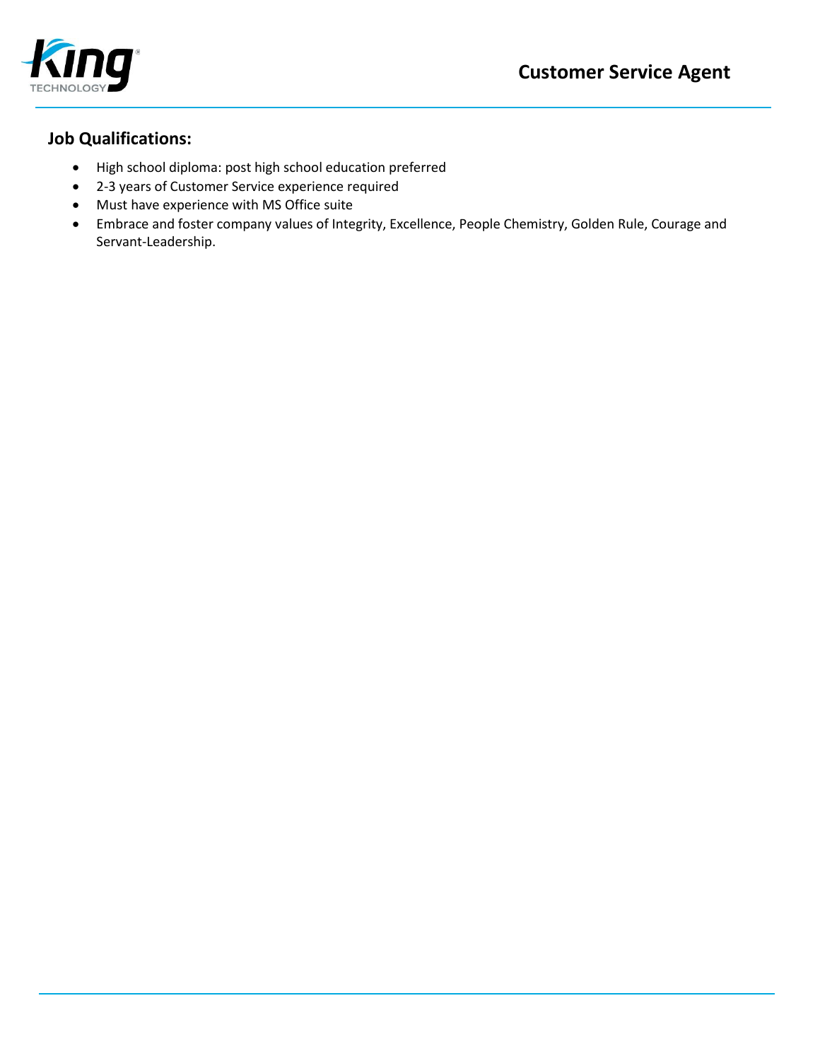## Job Qualifications:

- High school diploma: post high school education preferred
- 2-3 years of Customer Service experience required
- Must have experience with MS Office suite
- Embrace and foster company values of Integrity, Excellence, People Chemistry, Golden Rule, Courage and Servant-Leadership.